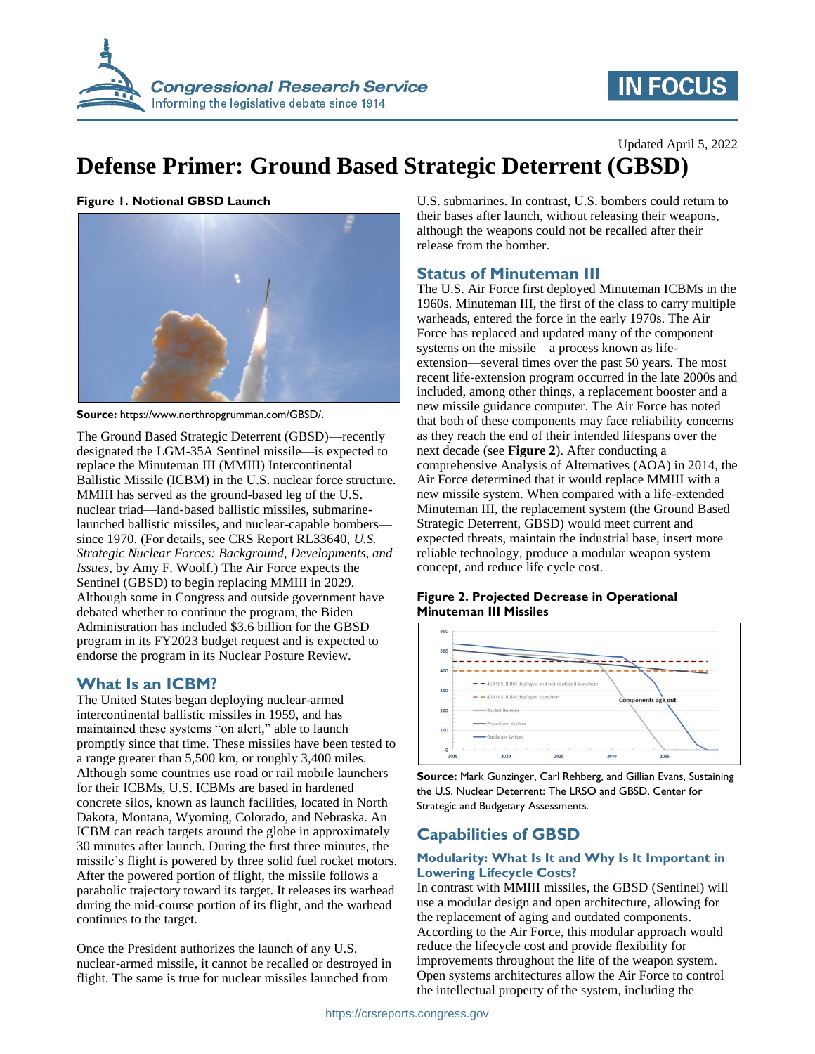Updated April 5, 2022

# Defense Primer: Ground Based Strategic Deterrent (GBSD)

**Figure 1. Notional GBSD Launch**

**Source:** https://www.northropgrumman.com/GBSD/.

The Ground Based Strategic Deterrent (GBSD)—recently designated the LGM-35A Sentinel missile—is expected to replace the Minuteman III (MMIII) Intercontinental Ballistic Missile (ICBM) in the U.S. nuclear force structure. MMIII has served as the ground-based leg of the U.S. nuclear triad—land-based ballistic missiles, submarine-launched ballistic missiles, and nuclear-capable bombers—since 1970. (For details, see CRS Report RL33640, *U.S. Strategic Nuclear Forces: Background, Developments, and Issues*, by Amy F. Woolf.) The Air Force expects the Sentinel (GBSD) to begin replacing MMIII in 2029. Although some in Congress and outside government have debated whether to continue the program, the Biden Administration has included $3.6 billion for the GBSD program in its FY2023 budget request and is expected to endorse the program in its Nuclear Posture Review.

## What Is an ICBM?

The United States began deploying nuclear-armed intercontinental ballistic missiles in 1959, and has maintained these systems "on alert," able to launch promptly since that time. These missiles have been tested to a range greater than 5,500 km, or roughly 3,400 miles. Although some countries use road or rail mobile launchers for their ICBMs, U.S. ICBMs are based in hardened concrete silos, known as launch facilities, located in North Dakota, Montana, Wyoming, Colorado, and Nebraska. An ICBM can reach targets around the globe in approximately 30 minutes after launch. During the first three minutes, the missile's flight is powered by three solid fuel rocket motors. After the powered portion of flight, the missile follows a parabolic trajectory toward its target. It releases its warhead during the mid-course portion of its flight, and the warhead continues to the target.

Once the President authorizes the launch of any U.S. nuclear-armed missile, it cannot be recalled or destroyed in flight. The same is true for nuclear missiles launched from U.S. submarines. In contrast, U.S. bombers could return to their bases after launch, without releasing their weapons, although the weapons could not be recalled after their release from the bomber.

## Status of Minuteman III

The U.S. Air Force first deployed Minuteman ICBMs in the 1960s. Minuteman III, the first of the class to carry multiple warheads, entered the force in the early 1970s. The Air Force has replaced and updated many of the component systems on the missile—a process known as life-extension—several times over the past 50 years. The most recent life-extension program occurred in the late 2000s and included, among other things, a replacement booster and a new missile guidance computer. The Air Force has noted that both of these components may face reliability concerns as they reach the end of their intended lifespans over the next decade (see **Figure 2**). After conducting a comprehensive Analysis of Alternatives (AOA) in 2014, the Air Force determined that it would replace MMIII with a new missile system. When compared with a life-extended Minuteman III, the replacement system (the Ground Based Strategic Deterrent, GBSD) would meet current and expected threats, maintain the industrial base, insert more reliable technology, produce a modular weapon system concept, and reduce life cycle cost.

**Figure 2. Projected Decrease in Operational Minuteman III Missiles**

**Source:** Mark Gunzinger, Carl Rehberg, and Gillian Evans, Sustaining the U.S. Nuclear Deterrent: The LRSO and GBSD, Center for Strategic and Budgetary Assessments.

## Capabilities of GBSD

### Modularity: What Is It and Why Is It Important in Lowering Lifecycle Costs?

In contrast with MMIII missiles, the GBSD (Sentinel) will use a modular design and open architecture, allowing for the replacement of aging and outdated components. According to the Air Force, this modular approach would reduce the lifecycle cost and provide flexibility for improvements throughout the life of the weapon system. Open systems architectures allow the Air Force to control the intellectual property of the system, including the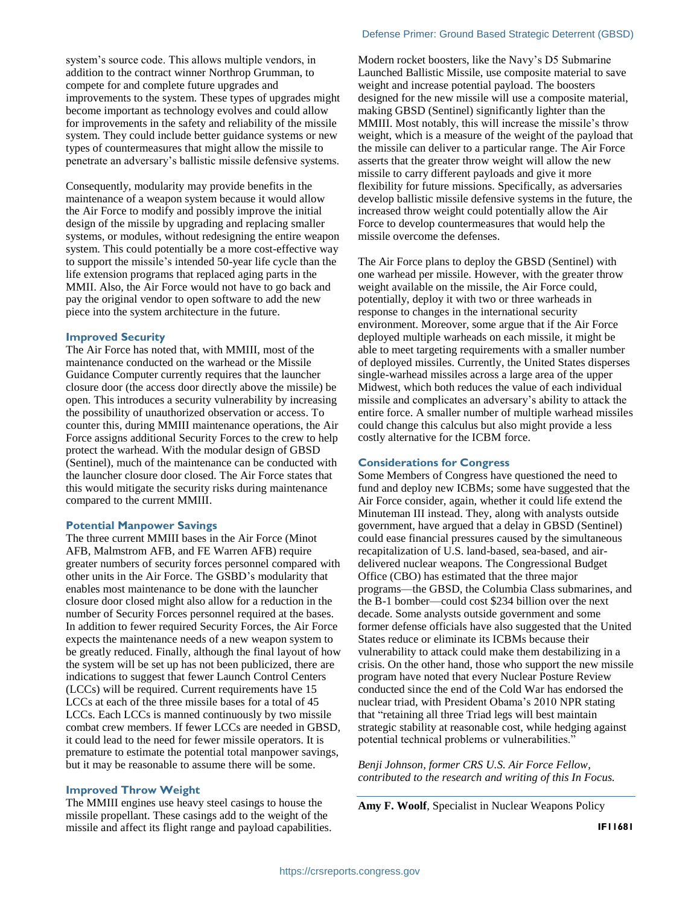system's source code. This allows multiple vendors, in addition to the contract winner Northrop Grumman, to compete for and complete future upgrades and improvements to the system. These types of upgrades might become important as technology evolves and could allow for improvements in the safety and reliability of the missile system. They could include better guidance systems or new types of countermeasures that might allow the missile to penetrate an adversary's ballistic missile defensive systems.

Consequently, modularity may provide benefits in the maintenance of a weapon system because it would allow the Air Force to modify and possibly improve the initial design of the missile by upgrading and replacing smaller systems, or modules, without redesigning the entire weapon system. This could potentially be a more cost-effective way to support the missile's intended 50-year life cycle than the life extension programs that replaced aging parts in the MMII. Also, the Air Force would not have to go back and pay the original vendor to open software to add the new piece into the system architecture in the future.

### Improved Security

The Air Force has noted that, with MMIII, most of the maintenance conducted on the warhead or the Missile Guidance Computer currently requires that the launcher closure door (the access door directly above the missile) be open. This introduces a security vulnerability by increasing the possibility of unauthorized observation or access. To counter this, during MMIII maintenance operations, the Air Force assigns additional Security Forces to the crew to help protect the warhead. With the modular design of GBSD (Sentinel), much of the maintenance can be conducted with the launcher closure door closed. The Air Force states that this would mitigate the security risks during maintenance compared to the current MMIII.

### Potential Manpower Savings

The three current MMIII bases in the Air Force (Minot AFB, Malmstrom AFB, and FE Warren AFB) require greater numbers of security forces personnel compared with other units in the Air Force. The GSBD's modularity that enables most maintenance to be done with the launcher closure door closed might also allow for a reduction in the number of Security Forces personnel required at the bases. In addition to fewer required Security Forces, the Air Force expects the maintenance needs of a new weapon system to be greatly reduced. Finally, although the final layout of how the system will be set up has not been publicized, there are indications to suggest that fewer Launch Control Centers (LCCs) will be required. Current requirements have 15 LCCs at each of the three missile bases for a total of 45 LCCs. Each LCCs is manned continuously by two missile combat crew members. If fewer LCCs are needed in GBSD, it could lead to the need for fewer missile operators. It is premature to estimate the potential total manpower savings, but it may be reasonable to assume there will be some.

### Improved Throw Weight

The MMIII engines use heavy steel casings to house the missile propellant. These casings add to the weight of the missile and affect its flight range and payload capabilities. Modern rocket boosters, like the Navy's D5 Submarine Launched Ballistic Missile, use composite material to save weight and increase potential payload. The boosters designed for the new missile will use a composite material, making GBSD (Sentinel) significantly lighter than the MMIII. Most notably, this will increase the missile's throw weight, which is a measure of the weight of the payload that the missile can deliver to a particular range. The Air Force asserts that the greater throw weight will allow the new missile to carry different payloads and give it more flexibility for future missions. Specifically, as adversaries develop ballistic missile defensive systems in the future, the increased throw weight could potentially allow the Air Force to develop countermeasures that would help the missile overcome the defenses.

The Air Force plans to deploy the GBSD (Sentinel) with one warhead per missile. However, with the greater throw weight available on the missile, the Air Force could, potentially, deploy it with two or three warheads in response to changes in the international security environment. Moreover, some argue that if the Air Force deployed multiple warheads on each missile, it might be able to meet targeting requirements with a smaller number of deployed missiles. Currently, the United States disperses single-warhead missiles across a large area of the upper Midwest, which both reduces the value of each individual missile and complicates an adversary's ability to attack the entire force. A smaller number of multiple warhead missiles could change this calculus but also might provide a less costly alternative for the ICBM force.

### Considerations for Congress

Some Members of Congress have questioned the need to fund and deploy new ICBMs; some have suggested that the Air Force consider, again, whether it could life extend the Minuteman III instead. They, along with analysts outside government, have argued that a delay in GBSD (Sentinel) could ease financial pressures caused by the simultaneous recapitalization of U.S. land-based, sea-based, and air-delivered nuclear weapons. The Congressional Budget Office (CBO) has estimated that the three major programs—the GBSD, the Columbia Class submarines, and the B-1 bomber—could cost $234 billion over the next decade. Some analysts outside government and some former defense officials have also suggested that the United States reduce or eliminate its ICBMs because their vulnerability to attack could make them destabilizing in a crisis. On the other hand, those who support the new missile program have noted that every Nuclear Posture Review conducted since the end of the Cold War has endorsed the nuclear triad, with President Obama's 2010 NPR stating that "retaining all three Triad legs will best maintain strategic stability at reasonable cost, while hedging against potential technical problems or vulnerabilities."

*Benji Johnson, former CRS U.S. Air Force Fellow, contributed to the research and writing of this In Focus.*

---

**Amy F. Woolf**, Specialist in Nuclear Weapons Policy

IF11681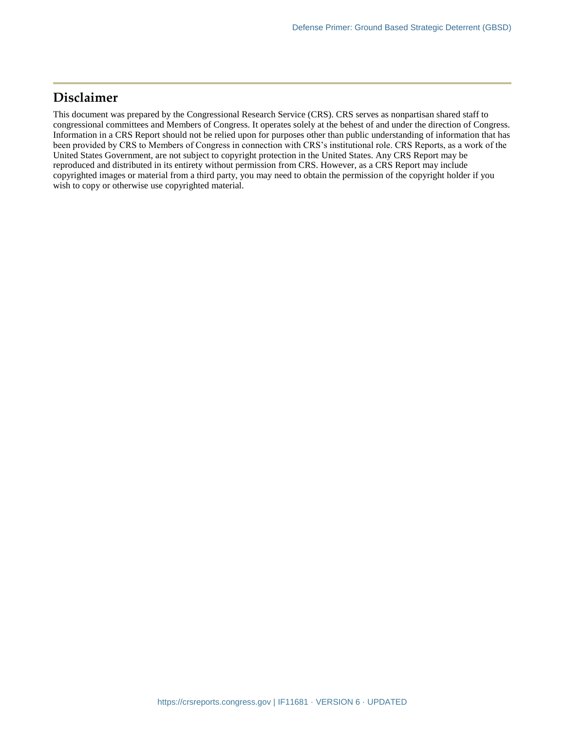## Disclaimer

This document was prepared by the Congressional Research Service (CRS). CRS serves as nonpartisan shared staff to congressional committees and Members of Congress. It operates solely at the behest of and under the direction of Congress. Information in a CRS Report should not be relied upon for purposes other than public understanding of information that has been provided by CRS to Members of Congress in connection with CRS's institutional role. CRS Reports, as a work of the United States Government, are not subject to copyright protection in the United States. Any CRS Report may be reproduced and distributed in its entirety without permission from CRS. However, as a CRS Report may include copyrighted images or material from a third party, you may need to obtain the permission of the copyright holder if you wish to copy or otherwise use copyrighted material.